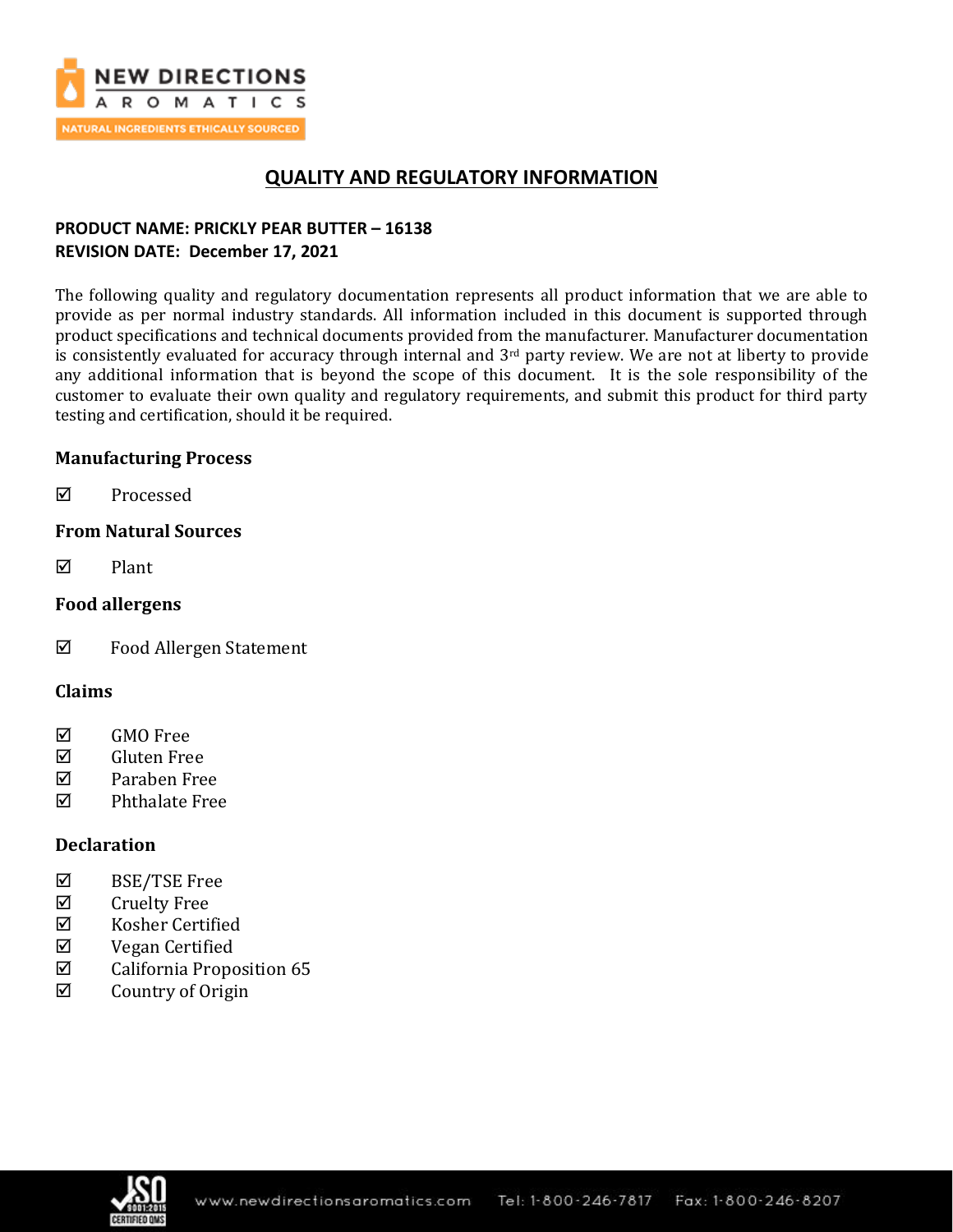# QUALITY AND REGULATORY INFORMATION

**PRODUCT NAME: PRICKLY PEAR BUTTER – 16138**
**REVISION DATE: December 17, 2021**

The following quality and regulatory documentation represents all product information that we are able to provide as per normal industry standards. All information included in this document is supported through product specifications and technical documents provided from the manufacturer. Manufacturer documentation is consistently evaluated for accuracy through internal and 3rd party review. We are not at liberty to provide any additional information that is beyond the scope of this document. It is the sole responsibility of the customer to evaluate their own quality and regulatory requirements, and submit this product for third party testing and certification, should it be required.

### Manufacturing Process

☑ Processed

### From Natural Sources

☑ Plant

### Food allergens

☑ Food Allergen Statement

### Claims

☑ GMO Free
☑ Gluten Free
☑ Paraben Free
☑ Phthalate Free

### Declaration

☑ BSE/TSE Free
☑ Cruelty Free
☑ Kosher Certified
☑ Vegan Certified
☑ California Proposition 65
☑ Country of Origin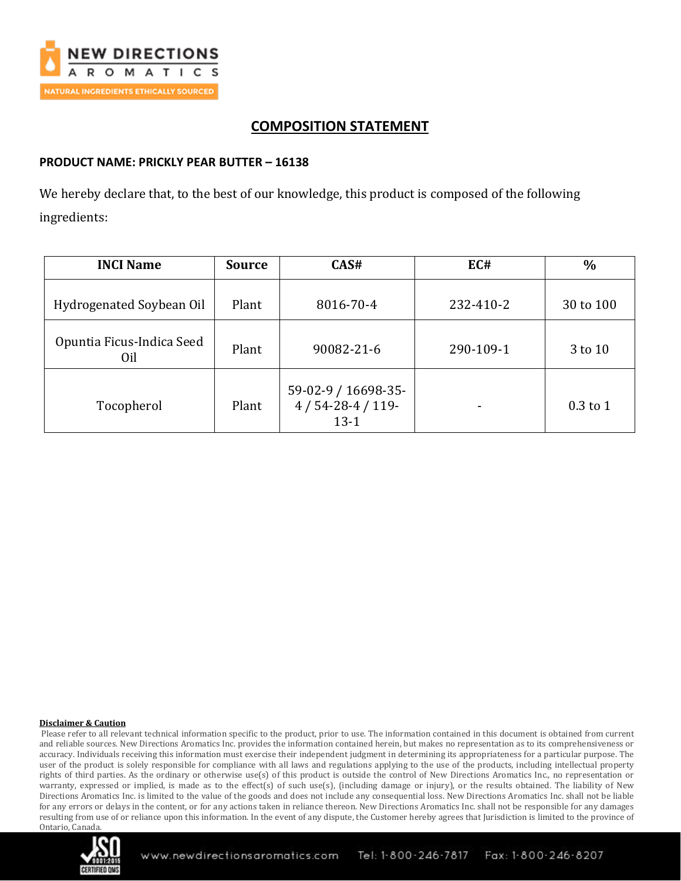## COMPOSITION STATEMENT

**PRODUCT NAME: PRICKLY PEAR BUTTER – 16138**

We hereby declare that, to the best of our knowledge, this product is composed of the following ingredients:

| INCI Name | Source | CAS# | EC# | % |
|---|---|---|---|---|
| Hydrogenated Soybean Oil | Plant | 8016-70-4 | 232-410-2 | 30 to 100 |
| Opuntia Ficus-Indica Seed Oil | Plant | 90082-21-6 | 290-109-1 | 3 to 10 |
| Tocopherol | Plant | 59-02-9 / 16698-35-4 / 54-28-4 / 119-13-1 | - | 0.3 to 1 |

**Disclaimer & Caution**

Please refer to all relevant technical information specific to the product, prior to use. The information contained in this document is obtained from current and reliable sources. New Directions Aromatics Inc. provides the information contained herein, but makes no representation as to its comprehensiveness or accuracy. Individuals receiving this information must exercise their independent judgment in determining its appropriateness for a particular purpose. The user of the product is solely responsible for compliance with all laws and regulations applying to the use of the products, including intellectual property rights of third parties. As the ordinary or otherwise use(s) of this product is outside the control of New Directions Aromatics Inc., no representation or warranty, expressed or implied, is made as to the effect(s) of such use(s), (including damage or injury), or the results obtained. The liability of New Directions Aromatics Inc. is limited to the value of the goods and does not include any consequential loss. New Directions Aromatics Inc. shall not be liable for any errors or delays in the content, or for any actions taken in reliance thereon. New Directions Aromatics Inc. shall not be responsible for any damages resulting from use of or reliance upon this information. In the event of any dispute, the Customer hereby agrees that Jurisdiction is limited to the province of Ontario, Canada.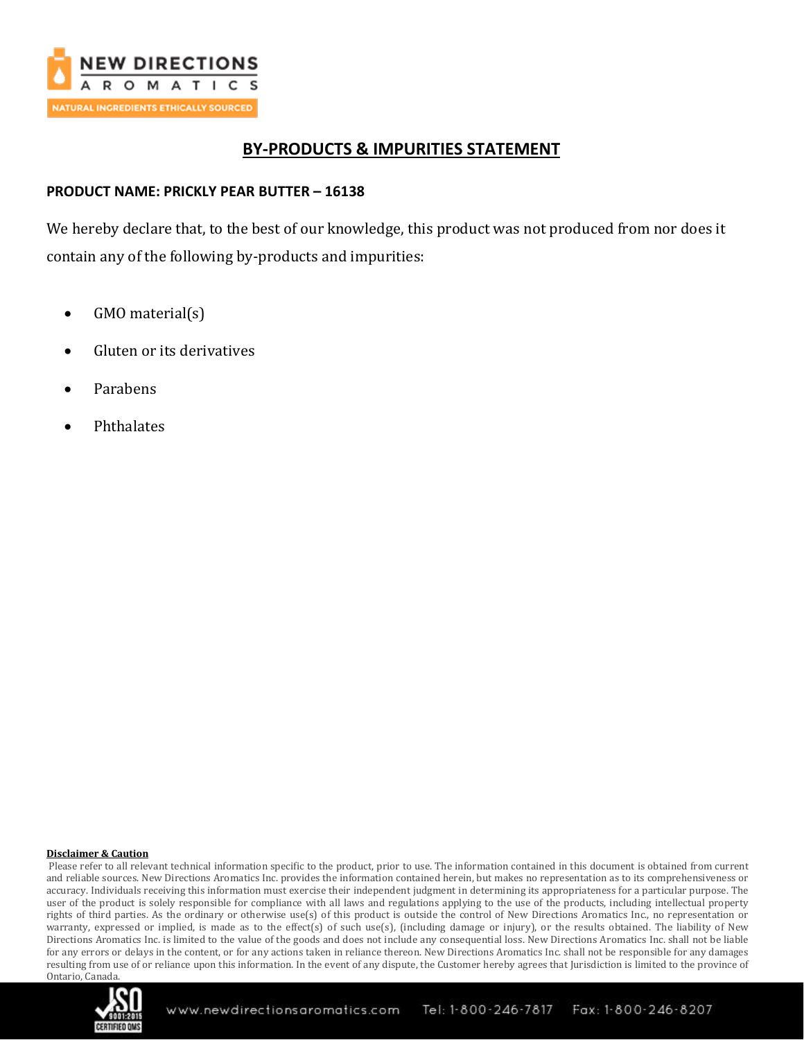# BY-PRODUCTS & IMPURITIES STATEMENT

**PRODUCT NAME: PRICKLY PEAR BUTTER – 16138**

We hereby declare that, to the best of our knowledge, this product was not produced from nor does it contain any of the following by-products and impurities:

- GMO material(s)
- Gluten or its derivatives
- Parabens
- Phthalates

**Disclaimer & Caution**

Please refer to all relevant technical information specific to the product, prior to use. The information contained in this document is obtained from current and reliable sources. New Directions Aromatics Inc. provides the information contained herein, but makes no representation as to its comprehensiveness or accuracy. Individuals receiving this information must exercise their independent judgment in determining its appropriateness for a particular purpose. The user of the product is solely responsible for compliance with all laws and regulations applying to the use of the products, including intellectual property rights of third parties. As the ordinary or otherwise use(s) of this product is outside the control of New Directions Aromatics Inc., no representation or warranty, expressed or implied, is made as to the effect(s) of such use(s), (including damage or injury), or the results obtained. The liability of New Directions Aromatics Inc. is limited to the value of the goods and does not include any consequential loss. New Directions Aromatics Inc. shall not be liable for any errors or delays in the content, or for any actions taken in reliance thereon. New Directions Aromatics Inc. shall not be responsible for any damages resulting from use of or reliance upon this information. In the event of any dispute, the Customer hereby agrees that Jurisdiction is limited to the province of Ontario, Canada.

www.newdirectionsaromatics.com Tel: 1-800-246-7817 Fax: 1-800-246-8207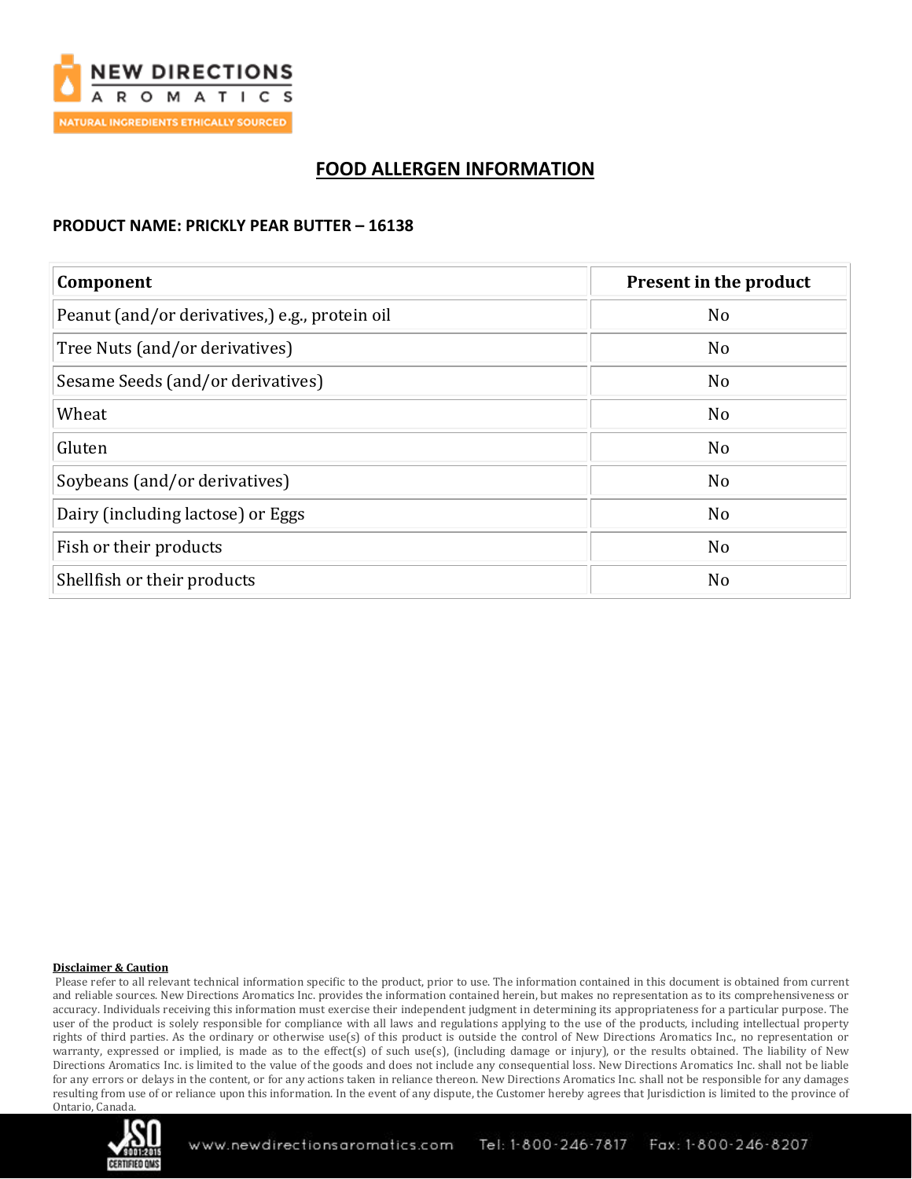# FOOD ALLERGEN INFORMATION

**PRODUCT NAME: PRICKLY PEAR BUTTER – 16138**

| Component | Present in the product |
|---|---|
| Peanut (and/or derivatives,) e.g., protein oil | No |
| Tree Nuts (and/or derivatives) | No |
| Sesame Seeds (and/or derivatives) | No |
| Wheat | No |
| Gluten | No |
| Soybeans (and/or derivatives) | No |
| Dairy (including lactose) or Eggs | No |
| Fish or their products | No |
| Shellfish or their products | No |

**Disclaimer & Caution**

Please refer to all relevant technical information specific to the product, prior to use. The information contained in this document is obtained from current and reliable sources. New Directions Aromatics Inc. provides the information contained herein, but makes no representation as to its comprehensiveness or accuracy. Individuals receiving this information must exercise their independent judgment in determining its appropriateness for a particular purpose. The user of the product is solely responsible for compliance with all laws and regulations applying to the use of the products, including intellectual property rights of third parties. As the ordinary or otherwise use(s) of this product is outside the control of New Directions Aromatics Inc., no representation or warranty, expressed or implied, is made as to the effect(s) of such use(s), (including damage or injury), or the results obtained. The liability of New Directions Aromatics Inc. is limited to the value of the goods and does not include any consequential loss. New Directions Aromatics Inc. shall not be liable for any errors or delays in the content, or for any actions taken in reliance thereon. New Directions Aromatics Inc. shall not be responsible for any damages resulting from use of or reliance upon this information. In the event of any dispute, the Customer hereby agrees that Jurisdiction is limited to the province of Ontario, Canada.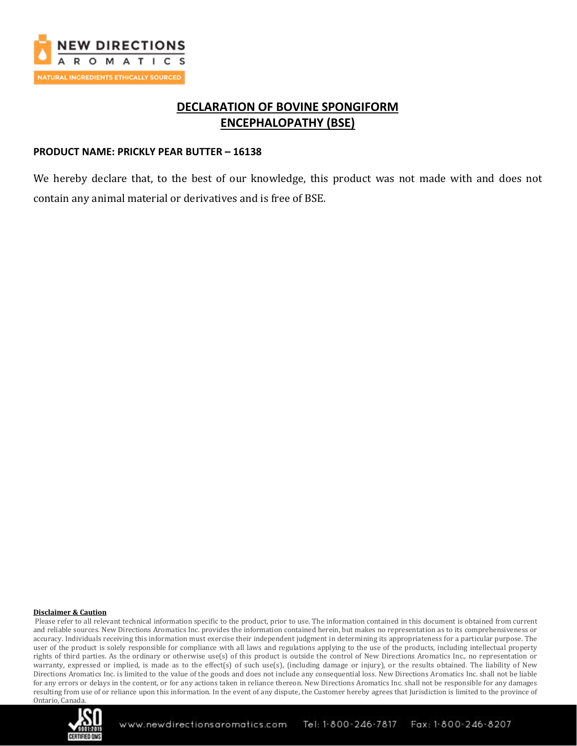# DECLARATION OF BOVINE SPONGIFORM ENCEPHALOPATHY (BSE)

**PRODUCT NAME: PRICKLY PEAR BUTTER – 16138**

We hereby declare that, to the best of our knowledge, this product was not made with and does not contain any animal material or derivatives and is free of BSE.

**Disclaimer & Caution**

Please refer to all relevant technical information specific to the product, prior to use. The information contained in this document is obtained from current and reliable sources. New Directions Aromatics Inc. provides the information contained herein, but makes no representation as to its comprehensiveness or accuracy. Individuals receiving this information must exercise their independent judgment in determining its appropriateness for a particular purpose. The user of the product is solely responsible for compliance with all laws and regulations applying to the use of the products, including intellectual property rights of third parties. As the ordinary or otherwise use(s) of this product is outside the control of New Directions Aromatics Inc., no representation or warranty, expressed or implied, is made as to the effect(s) of such use(s), (including damage or injury), or the results obtained. The liability of New Directions Aromatics Inc. is limited to the value of the goods and does not include any consequential loss. New Directions Aromatics Inc. shall not be liable for any errors or delays in the content, or for any actions taken in reliance thereon. New Directions Aromatics Inc. shall not be responsible for any damages resulting from use of or reliance upon this information. In the event of any dispute, the Customer hereby agrees that Jurisdiction is limited to the province of Ontario, Canada.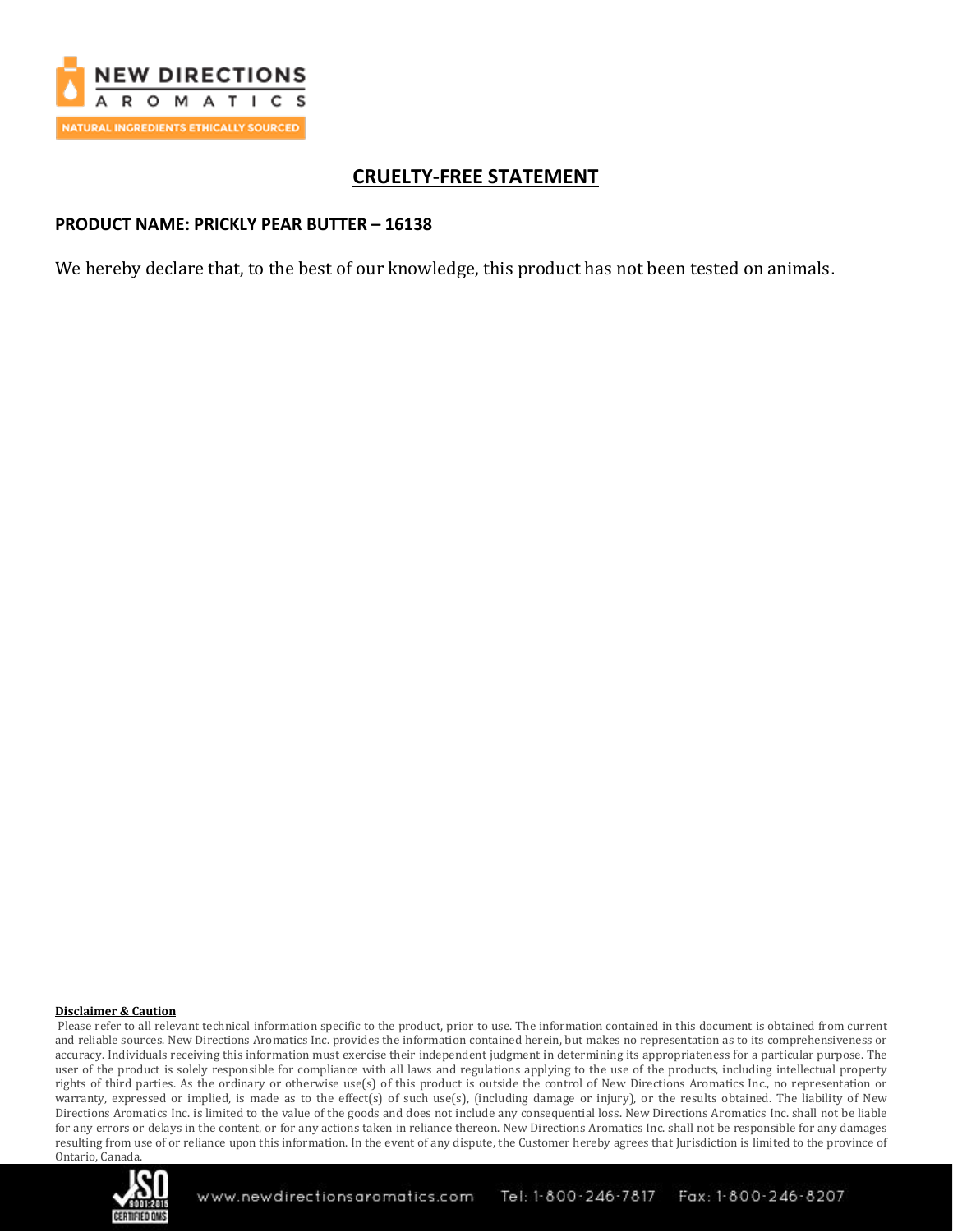NEW DIRECTIONS AROMATICS

NATURAL INGREDIENTS ETHICALLY SOURCED

# CRUELTY-FREE STATEMENT

**PRODUCT NAME: PRICKLY PEAR BUTTER – 16138**

We hereby declare that, to the best of our knowledge, this product has not been tested on animals.

**Disclaimer & Caution**

Please refer to all relevant technical information specific to the product, prior to use. The information contained in this document is obtained from current and reliable sources. New Directions Aromatics Inc. provides the information contained herein, but makes no representation as to its comprehensiveness or accuracy. Individuals receiving this information must exercise their independent judgment in determining its appropriateness for a particular purpose. The user of the product is solely responsible for compliance with all laws and regulations applying to the use of the products, including intellectual property rights of third parties. As the ordinary or otherwise use(s) of this product is outside the control of New Directions Aromatics Inc., no representation or warranty, expressed or implied, is made as to the effect(s) of such use(s), (including damage or injury), or the results obtained. The liability of New Directions Aromatics Inc. is limited to the value of the goods and does not include any consequential loss. New Directions Aromatics Inc. shall not be liable for any errors or delays in the content, or for any actions taken in reliance thereon. New Directions Aromatics Inc. shall not be responsible for any damages resulting from use of or reliance upon this information. In the event of any dispute, the Customer hereby agrees that Jurisdiction is limited to the province of Ontario, Canada.

www.newdirectionsaromatics.com Tel: 1-800-246-7817 Fax: 1-800-246-8207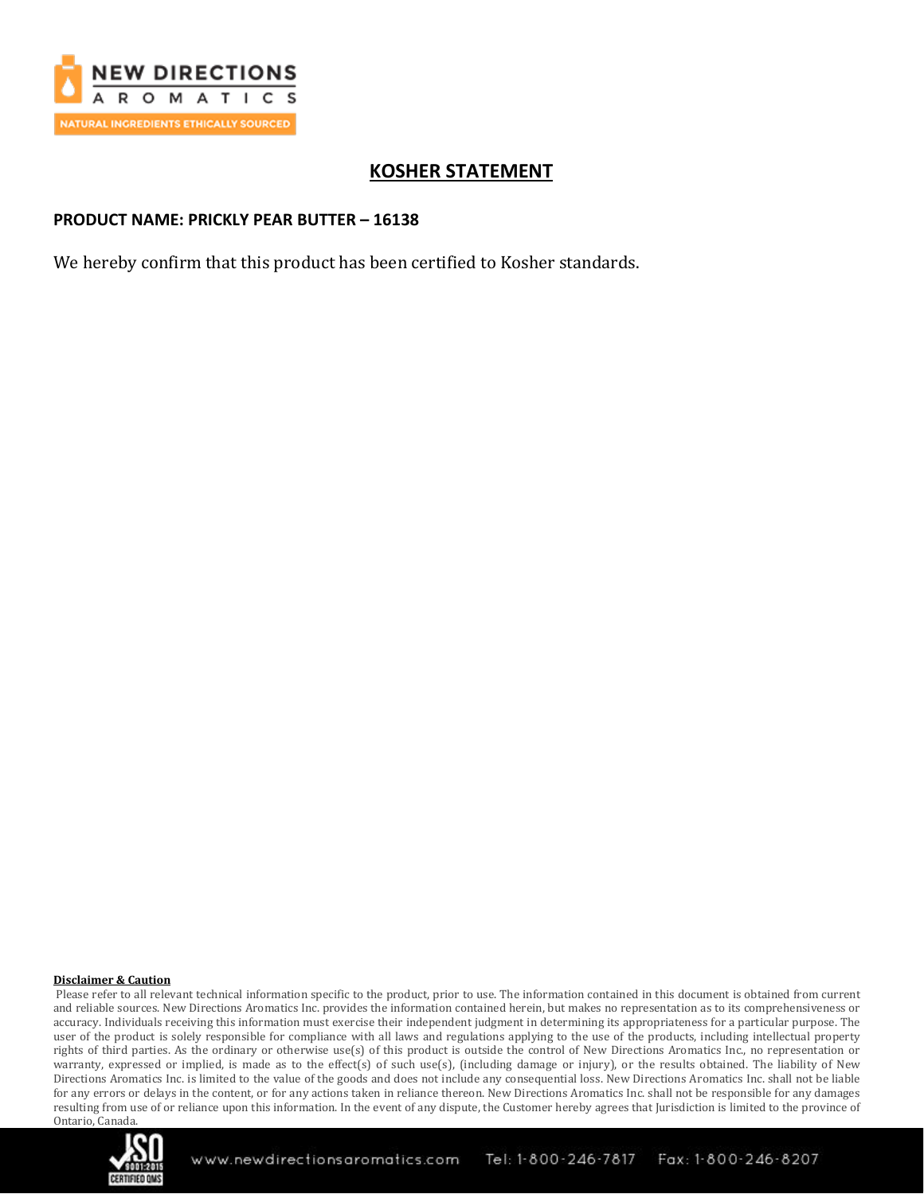## KOSHER STATEMENT

**PRODUCT NAME: PRICKLY PEAR BUTTER – 16138**

We hereby confirm that this product has been certified to Kosher standards.

**Disclaimer & Caution**

Please refer to all relevant technical information specific to the product, prior to use. The information contained in this document is obtained from current and reliable sources. New Directions Aromatics Inc. provides the information contained herein, but makes no representation as to its comprehensiveness or accuracy. Individuals receiving this information must exercise their independent judgment in determining its appropriateness for a particular purpose. The user of the product is solely responsible for compliance with all laws and regulations applying to the use of the products, including intellectual property rights of third parties. As the ordinary or otherwise use(s) of this product is outside the control of New Directions Aromatics Inc., no representation or warranty, expressed or implied, is made as to the effect(s) of such use(s), (including damage or injury), or the results obtained. The liability of New Directions Aromatics Inc. is limited to the value of the goods and does not include any consequential loss. New Directions Aromatics Inc. shall not be liable for any errors or delays in the content, or for any actions taken in reliance thereon. New Directions Aromatics Inc. shall not be responsible for any damages resulting from use of or reliance upon this information. In the event of any dispute, the Customer hereby agrees that Jurisdiction is limited to the province of Ontario, Canada.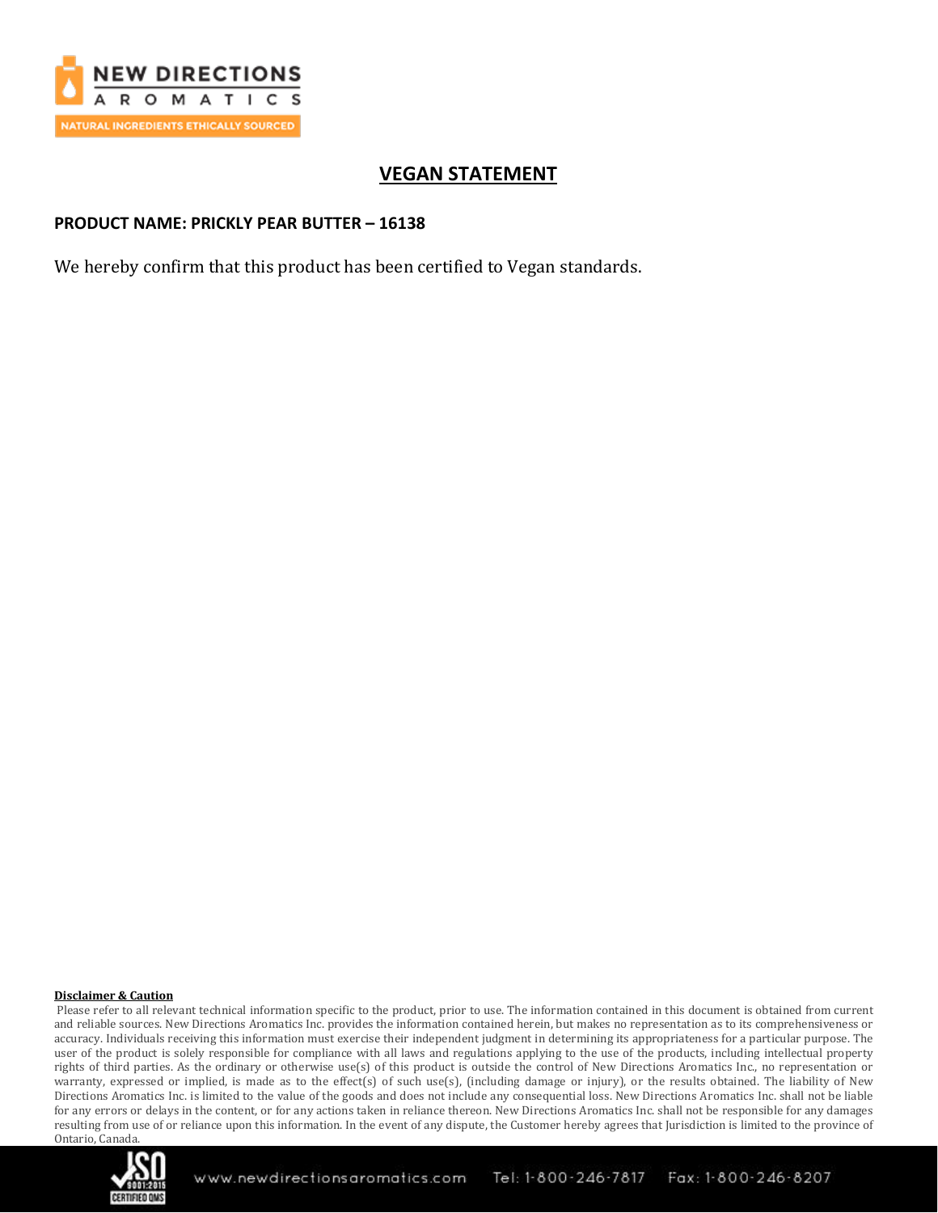# VEGAN STATEMENT

**PRODUCT NAME: PRICKLY PEAR BUTTER – 16138**

We hereby confirm that this product has been certified to Vegan standards.

**Disclaimer & Caution**

Please refer to all relevant technical information specific to the product, prior to use. The information contained in this document is obtained from current and reliable sources. New Directions Aromatics Inc. provides the information contained herein, but makes no representation as to its comprehensiveness or accuracy. Individuals receiving this information must exercise their independent judgment in determining its appropriateness for a particular purpose. The user of the product is solely responsible for compliance with all laws and regulations applying to the use of the products, including intellectual property rights of third parties. As the ordinary or otherwise use(s) of this product is outside the control of New Directions Aromatics Inc., no representation or warranty, expressed or implied, is made as to the effect(s) of such use(s), (including damage or injury), or the results obtained. The liability of New Directions Aromatics Inc. is limited to the value of the goods and does not include any consequential loss. New Directions Aromatics Inc. shall not be liable for any errors or delays in the content, or for any actions taken in reliance thereon. New Directions Aromatics Inc. shall not be responsible for any damages resulting from use of or reliance upon this information. In the event of any dispute, the Customer hereby agrees that Jurisdiction is limited to the province of Ontario, Canada.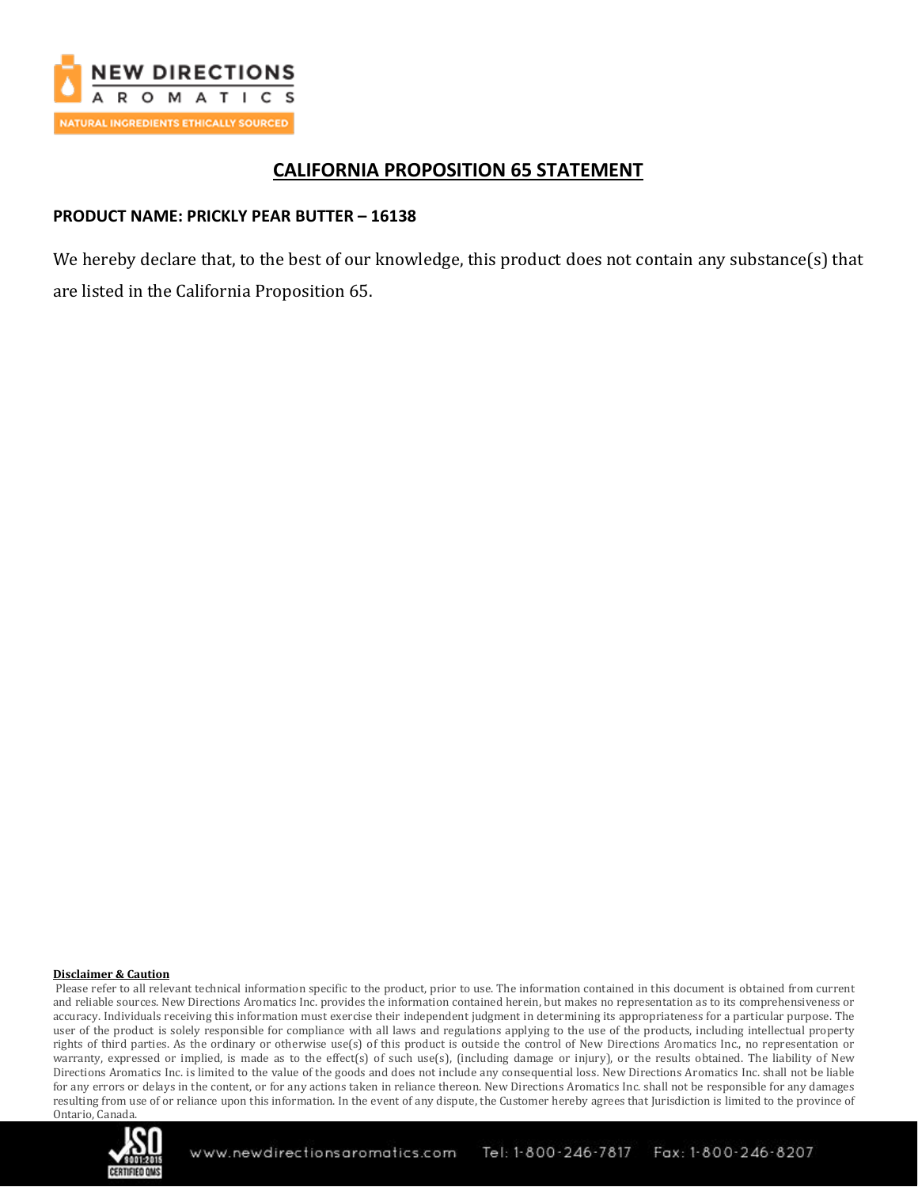NEW DIRECTIONS AROMATICS

NATURAL INGREDIENTS ETHICALLY SOURCED

# CALIFORNIA PROPOSITION 65 STATEMENT

**PRODUCT NAME: PRICKLY PEAR BUTTER – 16138**

We hereby declare that, to the best of our knowledge, this product does not contain any substance(s) that are listed in the California Proposition 65.

**Disclaimer & Caution**

Please refer to all relevant technical information specific to the product, prior to use. The information contained in this document is obtained from current and reliable sources. New Directions Aromatics Inc. provides the information contained herein, but makes no representation as to its comprehensiveness or accuracy. Individuals receiving this information must exercise their independent judgment in determining its appropriateness for a particular purpose. The user of the product is solely responsible for compliance with all laws and regulations applying to the use of the products, including intellectual property rights of third parties. As the ordinary or otherwise use(s) of this product is outside the control of New Directions Aromatics Inc., no representation or warranty, expressed or implied, is made as to the effect(s) of such use(s), (including damage or injury), or the results obtained. The liability of New Directions Aromatics Inc. is limited to the value of the goods and does not include any consequential loss. New Directions Aromatics Inc. shall not be liable for any errors or delays in the content, or for any actions taken in reliance thereon. New Directions Aromatics Inc. shall not be responsible for any damages resulting from use of or reliance upon this information. In the event of any dispute, the Customer hereby agrees that Jurisdiction is limited to the province of Ontario, Canada.

ISO 9001:2015 CERTIFIED QMS

www.newdirectionsaromatics.com Tel: 1-800-246-7817 Fax: 1-800-246-8207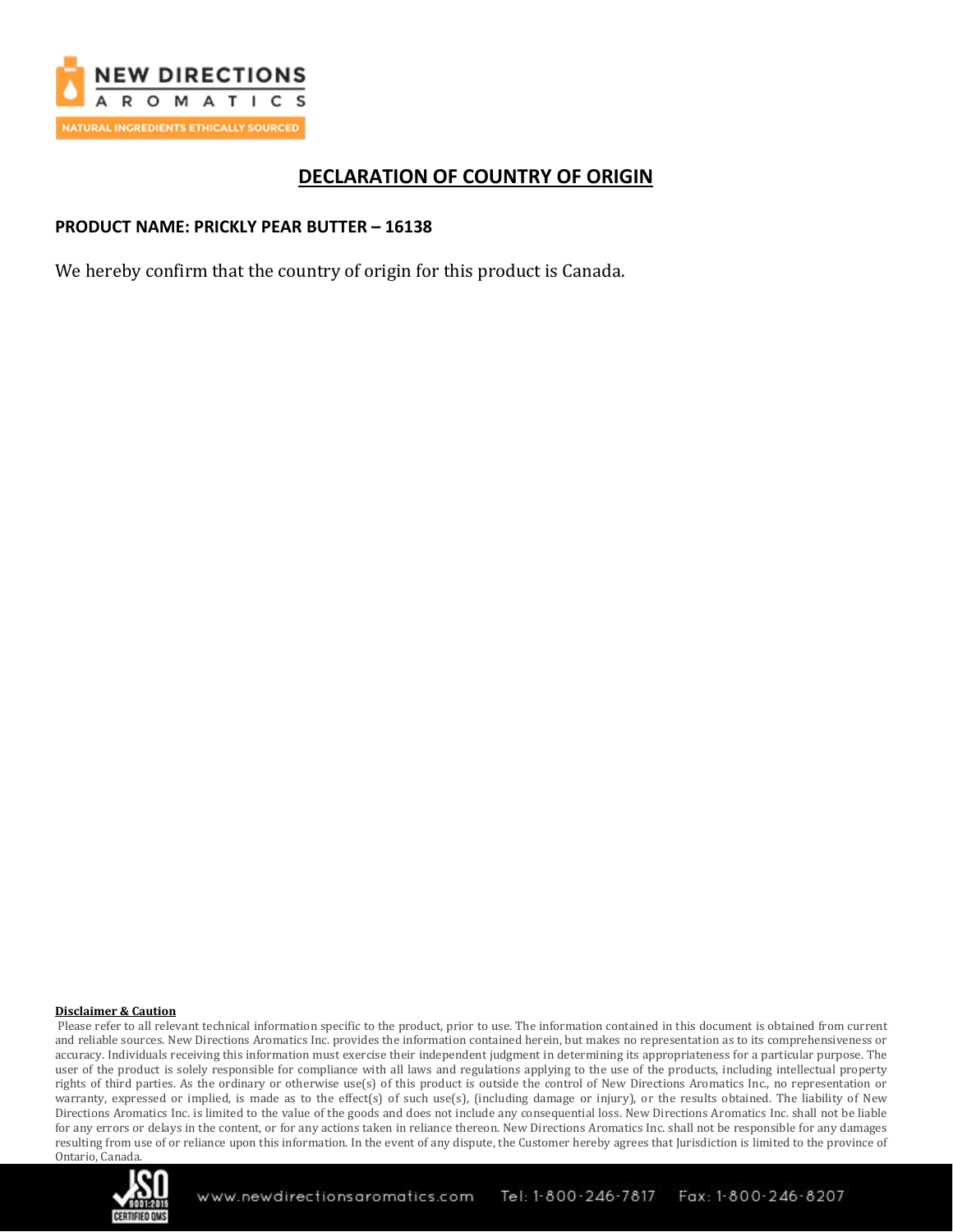NEW DIRECTIONS

AROMATICS

NATURAL INGREDIENTS ETHICALLY SOURCED

# DECLARATION OF COUNTRY OF ORIGIN

**PRODUCT NAME: PRICKLY PEAR BUTTER – 16138**

We hereby confirm that the country of origin for this product is Canada.

**Disclaimer & Caution**

Please refer to all relevant technical information specific to the product, prior to use. The information contained in this document is obtained from current and reliable sources. New Directions Aromatics Inc. provides the information contained herein, but makes no representation as to its comprehensiveness or accuracy. Individuals receiving this information must exercise their independent judgment in determining its appropriateness for a particular purpose. The user of the product is solely responsible for compliance with all laws and regulations applying to the use of the products, including intellectual property rights of third parties. As the ordinary or otherwise use(s) of this product is outside the control of New Directions Aromatics Inc., no representation or warranty, expressed or implied, is made as to the effect(s) of such use(s), (including damage or injury), or the results obtained. The liability of New Directions Aromatics Inc. is limited to the value of the goods and does not include any consequential loss. New Directions Aromatics Inc. shall not be liable for any errors or delays in the content, or for any actions taken in reliance thereon. New Directions Aromatics Inc. shall not be responsible for any damages resulting from use of or reliance upon this information. In the event of any dispute, the Customer hereby agrees that Jurisdiction is limited to the province of Ontario, Canada.

ISO 9001:2015 CERTIFIED QMS

www.newdirectionsaromatics.com Tel: 1-800-246-7817 Fax: 1-800-246-8207